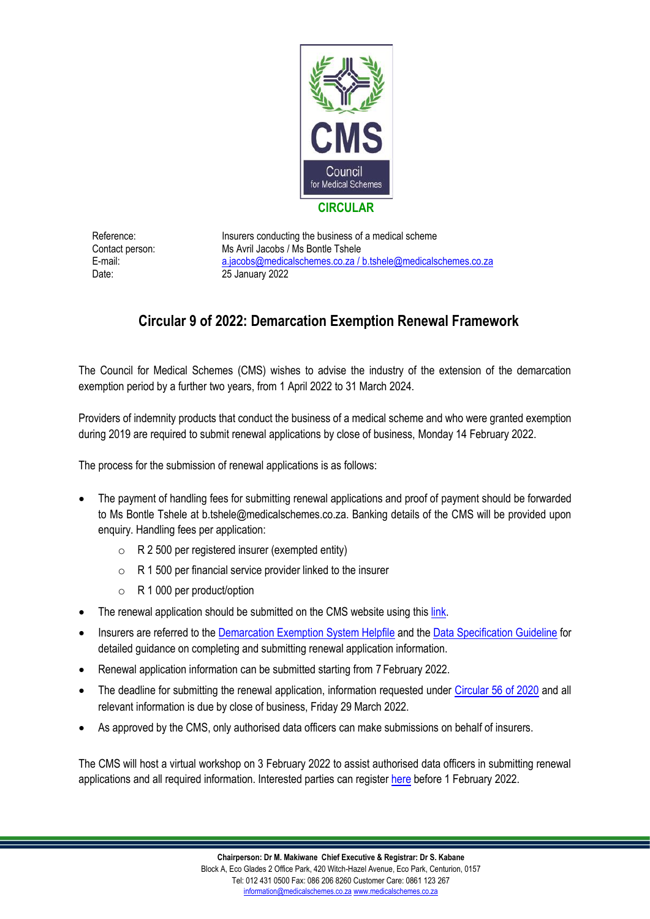CMS

Council for Medical Schemes

**CIRCULAR**

| | |
|---|---|
| Reference: | Insurers conducting the business of a medical scheme |
| Contact person: | Ms Avril Jacobs / Ms Bontle Tshele |
| E-mail: | a.jacobs@medicalschemes.co.za / b.tshele@medicalschemes.co.za |
| Date: | 25 January 2022 |

## Circular 9 of 2022: Demarcation Exemption Renewal Framework

The Council for Medical Schemes (CMS) wishes to advise the industry of the extension of the demarcation exemption period by a further two years, from 1 April 2022 to 31 March 2024.

Providers of indemnity products that conduct the business of a medical scheme and who were granted exemption during 2019 are required to submit renewal applications by close of business, Monday 14 February 2022.

The process for the submission of renewal applications is as follows:

- The payment of handling fees for submitting renewal applications and proof of payment should be forwarded to Ms Bontle Tshele at b.tshele@medicalschemes.co.za. Banking details of the CMS will be provided upon enquiry. Handling fees per application:
  - R 2 500 per registered insurer (exempted entity)
  - R 1 500 per financial service provider linked to the insurer
  - R 1 000 per product/option
- The renewal application should be submitted on the CMS website using this link.
- Insurers are referred to the Demarcation Exemption System Helpfile and the Data Specification Guideline for detailed guidance on completing and submitting renewal application information.
- Renewal application information can be submitted starting from 7 February 2022.
- The deadline for submitting the renewal application, information requested under Circular 56 of 2020 and all relevant information is due by close of business, Friday 29 March 2022.
- As approved by the CMS, only authorised data officers can make submissions on behalf of insurers.

The CMS will host a virtual workshop on 3 February 2022 to assist authorised data officers in submitting renewal applications and all required information. Interested parties can register here before 1 February 2022.

**Chairperson: Dr M. Makiwane Chief Executive & Registrar: Dr S. Kabane**
Block A, Eco Glades 2 Office Park, 420 Witch-Hazel Avenue, Eco Park, Centurion, 0157
Tel: 012 431 0500 Fax: 086 206 8260 Customer Care: 0861 123 267
information@medicalschemes.co.za www.medicalschemes.co.za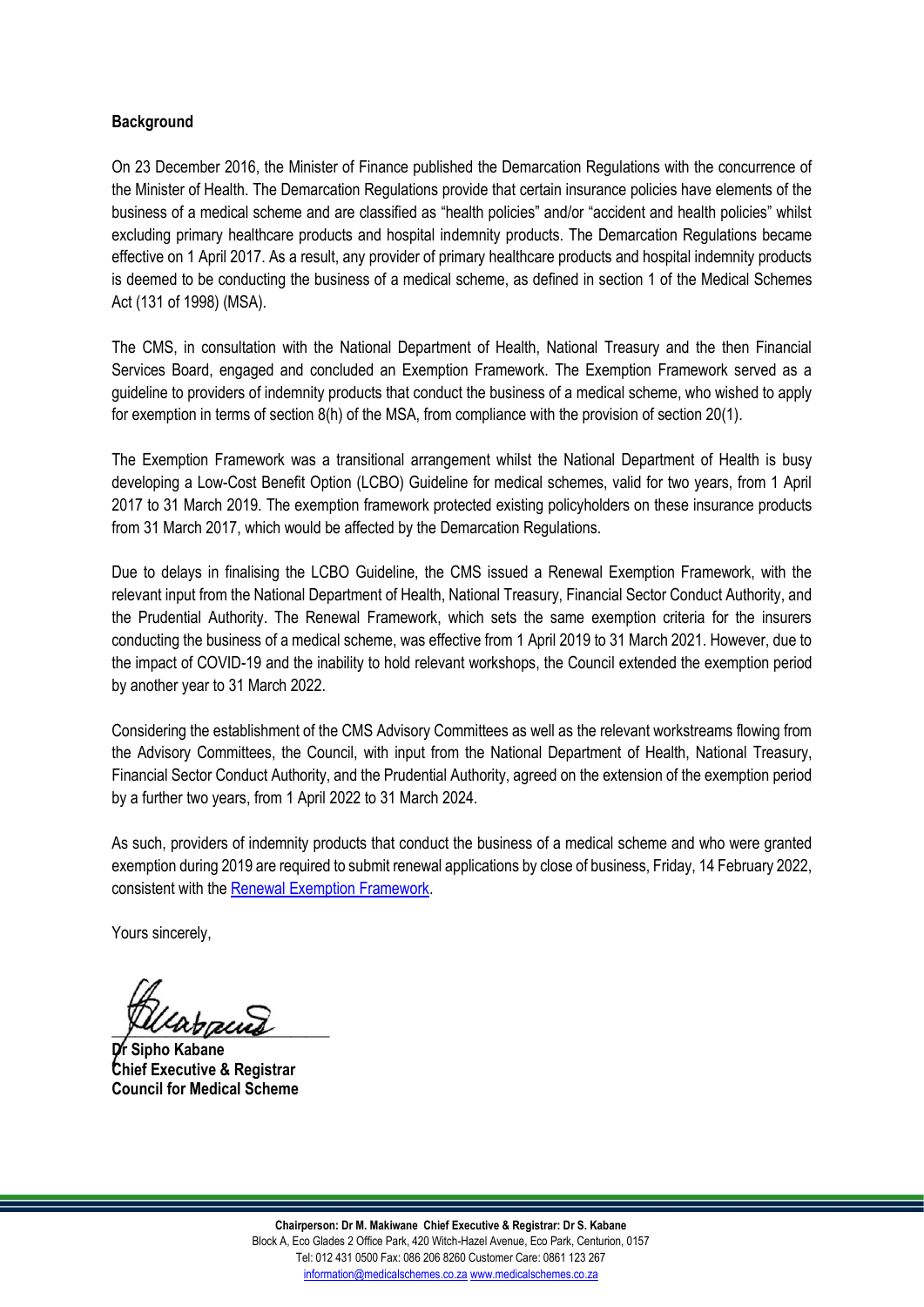**Background**

On 23 December 2016, the Minister of Finance published the Demarcation Regulations with the concurrence of the Minister of Health. The Demarcation Regulations provide that certain insurance policies have elements of the business of a medical scheme and are classified as "health policies" and/or "accident and health policies" whilst excluding primary healthcare products and hospital indemnity products. The Demarcation Regulations became effective on 1 April 2017. As a result, any provider of primary healthcare products and hospital indemnity products is deemed to be conducting the business of a medical scheme, as defined in section 1 of the Medical Schemes Act (131 of 1998) (MSA).

The CMS, in consultation with the National Department of Health, National Treasury and the then Financial Services Board, engaged and concluded an Exemption Framework. The Exemption Framework served as a guideline to providers of indemnity products that conduct the business of a medical scheme, who wished to apply for exemption in terms of section 8(h) of the MSA, from compliance with the provision of section 20(1).

The Exemption Framework was a transitional arrangement whilst the National Department of Health is busy developing a Low-Cost Benefit Option (LCBO) Guideline for medical schemes, valid for two years, from 1 April 2017 to 31 March 2019. The exemption framework protected existing policyholders on these insurance products from 31 March 2017, which would be affected by the Demarcation Regulations.

Due to delays in finalising the LCBO Guideline, the CMS issued a Renewal Exemption Framework, with the relevant input from the National Department of Health, National Treasury, Financial Sector Conduct Authority, and the Prudential Authority. The Renewal Framework, which sets the same exemption criteria for the insurers conducting the business of a medical scheme, was effective from 1 April 2019 to 31 March 2021. However, due to the impact of COVID-19 and the inability to hold relevant workshops, the Council extended the exemption period by another year to 31 March 2022.

Considering the establishment of the CMS Advisory Committees as well as the relevant workstreams flowing from the Advisory Committees, the Council, with input from the National Department of Health, National Treasury, Financial Sector Conduct Authority, and the Prudential Authority, agreed on the extension of the exemption period by a further two years, from 1 April 2022 to 31 March 2024.

As such, providers of indemnity products that conduct the business of a medical scheme and who were granted exemption during 2019 are required to submit renewal applications by close of business, Friday, 14 February 2022, consistent with the [Renewal Exemption Framework](Renewal Exemption Framework).

Yours sincerely,

**Dr Sipho Kabane**
**Chief Executive & Registrar**
**Council for Medical Scheme**

**Chairperson: Dr M. Makiwane Chief Executive & Registrar: Dr S. Kabane**
Block A, Eco Glades 2 Office Park, 420 Witch-Hazel Avenue, Eco Park, Centurion, 0157
Tel: 012 431 0500 Fax: 086 206 8260 Customer Care: 0861 123 267
information@medicalschemes.co.za www.medicalschemes.co.za